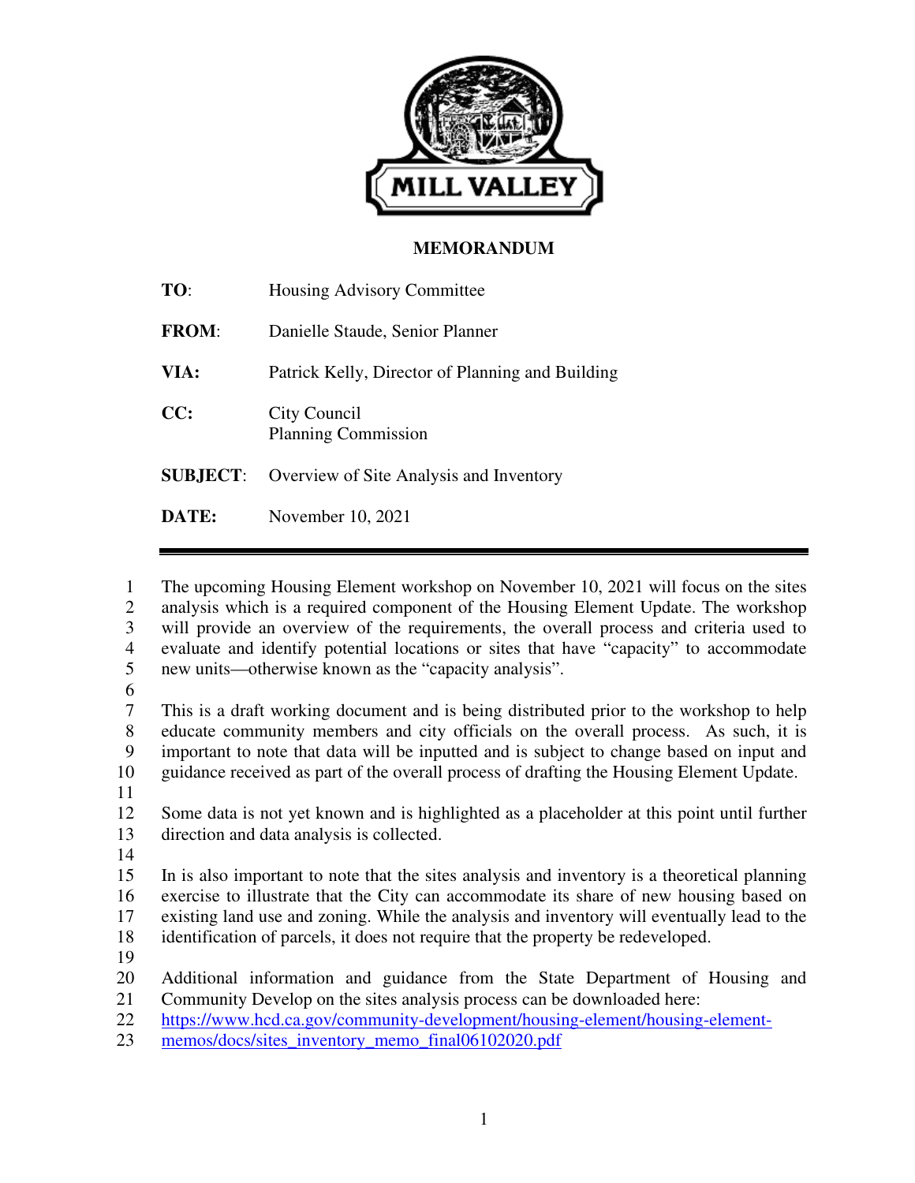# MEMORANDUM

| | |
|---|---|
| **TO**: | Housing Advisory Committee |
| **FROM**: | Danielle Staude, Senior Planner |
| **VIA:** | Patrick Kelly, Director of Planning and Building |
| **CC:** | City Council<br>Planning Commission |
| **SUBJECT**: | Overview of Site Analysis and Inventory |
| **DATE:** | November 10, 2021 |

---

The upcoming Housing Element workshop on November 10, 2021 will focus on the sites analysis which is a required component of the Housing Element Update. The workshop will provide an overview of the requirements, the overall process and criteria used to evaluate and identify potential locations or sites that have "capacity" to accommodate new units—otherwise known as the "capacity analysis".

This is a draft working document and is being distributed prior to the workshop to help educate community members and city officials on the overall process. As such, it is important to note that data will be inputted and is subject to change based on input and guidance received as part of the overall process of drafting the Housing Element Update.

Some data is not yet known and is highlighted as a placeholder at this point until further direction and data analysis is collected.

In is also important to note that the sites analysis and inventory is a theoretical planning exercise to illustrate that the City can accommodate its share of new housing based on existing land use and zoning. While the analysis and inventory will eventually lead to the identification of parcels, it does not require that the property be redeveloped.

Additional information and guidance from the State Department of Housing and Community Develop on the sites analysis process can be downloaded here: [https://www.hcd.ca.gov/community-development/housing-element/housing-element-memos/docs/sites_inventory_memo_final06102020.pdf](https://www.hcd.ca.gov/community-development/housing-element/housing-element-memos/docs/sites_inventory_memo_final06102020.pdf)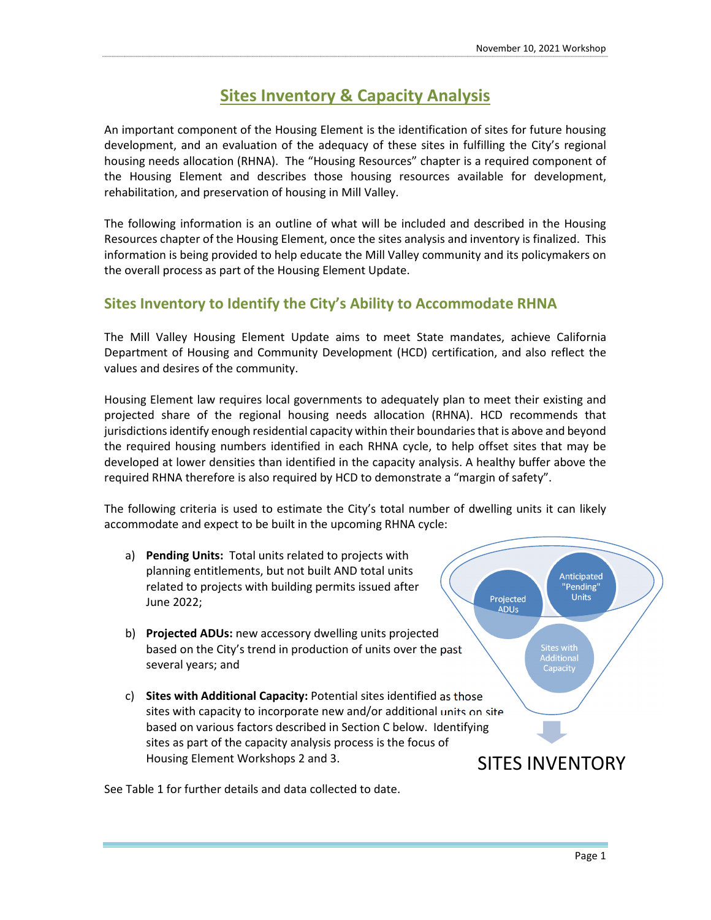# Sites Inventory & Capacity Analysis

An important component of the Housing Element is the identification of sites for future housing development, and an evaluation of the adequacy of these sites in fulfilling the City's regional housing needs allocation (RHNA). The "Housing Resources" chapter is a required component of the Housing Element and describes those housing resources available for development, rehabilitation, and preservation of housing in Mill Valley.

The following information is an outline of what will be included and described in the Housing Resources chapter of the Housing Element, once the sites analysis and inventory is finalized. This information is being provided to help educate the Mill Valley community and its policymakers on the overall process as part of the Housing Element Update.

## Sites Inventory to Identify the City's Ability to Accommodate RHNA

The Mill Valley Housing Element Update aims to meet State mandates, achieve California Department of Housing and Community Development (HCD) certification, and also reflect the values and desires of the community.

Housing Element law requires local governments to adequately plan to meet their existing and projected share of the regional housing needs allocation (RHNA). HCD recommends that jurisdictions identify enough residential capacity within their boundaries that is above and beyond the required housing numbers identified in each RHNA cycle, to help offset sites that may be developed at lower densities than identified in the capacity analysis. A healthy buffer above the required RHNA therefore is also required by HCD to demonstrate a "margin of safety".

The following criteria is used to estimate the City's total number of dwelling units it can likely accommodate and expect to be built in the upcoming RHNA cycle:

a) **Pending Units:** Total units related to projects with planning entitlements, but not built AND total units related to projects with building permits issued after June 2022;

b) **Projected ADUs:** new accessory dwelling units projected based on the City's trend in production of units over the past several years; and

c) **Sites with Additional Capacity:** Potential sites identified as those sites with capacity to incorporate new and/or additional units on site based on various factors described in Section C below. Identifying sites as part of the capacity analysis process is the focus of Housing Element Workshops 2 and 3.

Projected ADUs | Anticipated "Pending" Units | Sites with Additional Capacity → SITES INVENTORY

See Table 1 for further details and data collected to date.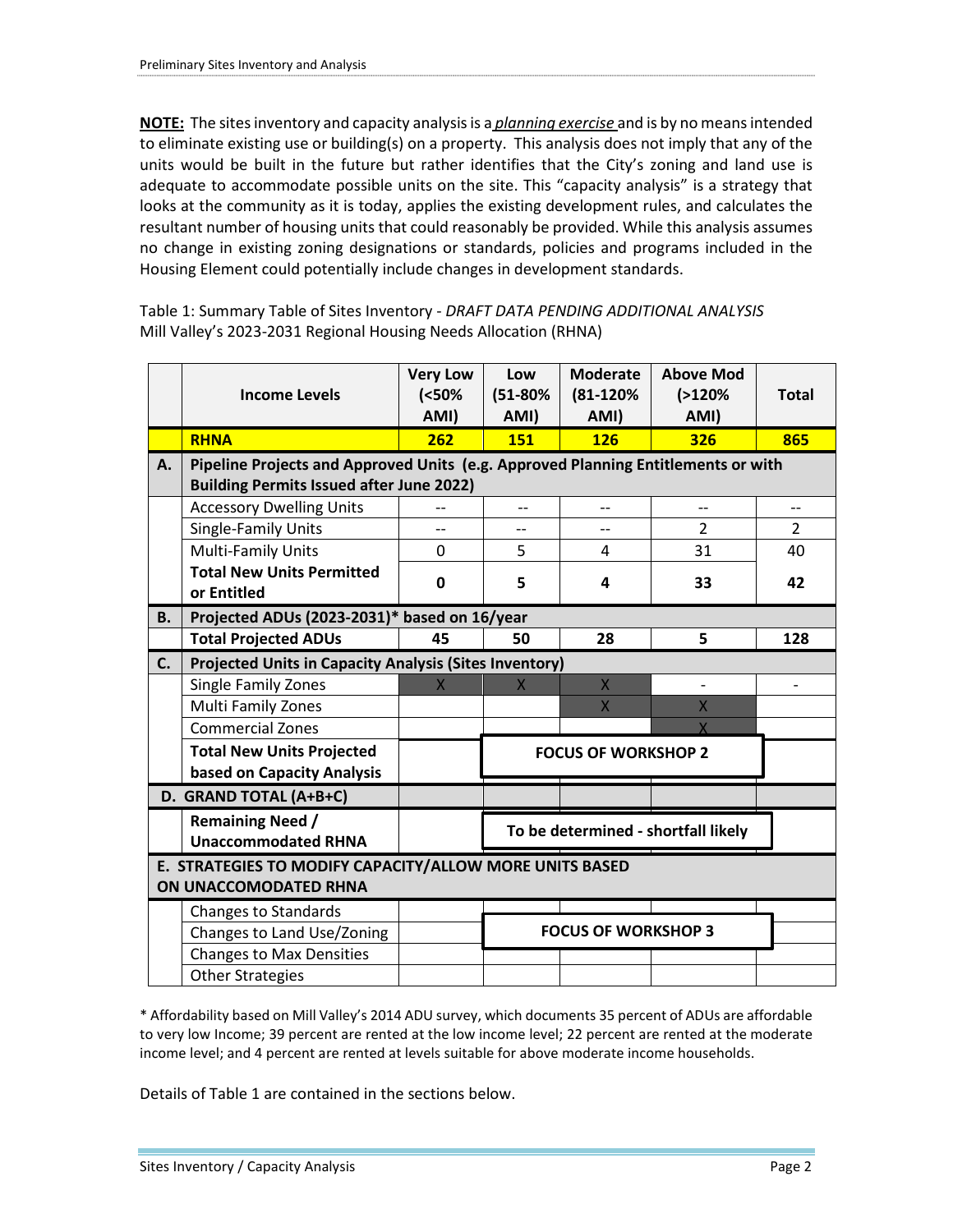**NOTE:** The sites inventory and capacity analysis is a <u>*planning exercise*</u> and is by no means intended to eliminate existing use or building(s) on a property. This analysis does not imply that any of the units would be built in the future but rather identifies that the City's zoning and land use is adequate to accommodate possible units on the site. This "capacity analysis" is a strategy that looks at the community as it is today, applies the existing development rules, and calculates the resultant number of housing units that could reasonably be provided. While this analysis assumes no change in existing zoning designations or standards, policies and programs included in the Housing Element could potentially include changes in development standards.

Table 1: Summary Table of Sites Inventory - *DRAFT DATA PENDING ADDITIONAL ANALYSIS*
Mill Valley's 2023-2031 Regional Housing Needs Allocation (RHNA)

| | Income Levels | Very Low (<50% AMI) | Low (51-80% AMI) | Moderate (81-120% AMI) | Above Mod (>120% AMI) | Total |
|---|---|---|---|---|---|---|
| | **RHNA** | **262** | **151** | **126** | **326** | **865** |
| **A.** | **Pipeline Projects and Approved Units (e.g. Approved Planning Entitlements or with Building Permits Issued after June 2022)** | | | | | |
| | Accessory Dwelling Units | -- | -- | -- | -- | -- |
| | Single-Family Units | -- | -- | -- | 2 | 2 |
| | Multi-Family Units | 0 | 5 | 4 | 31 | 40 |
| | **Total New Units Permitted or Entitled** | **0** | **5** | **4** | **33** | **42** |
| **B.** | **Projected ADUs (2023-2031)* based on 16/year** | | | | | |
| | **Total Projected ADUs** | **45** | **50** | **28** | **5** | **128** |
| **C.** | **Projected Units in Capacity Analysis (Sites Inventory)** | | | | | |
| | Single Family Zones | X | X | X | - | - |
| | Multi Family Zones | | | X | X | |
| | Commercial Zones | | | | X | |
| | **Total New Units Projected based on Capacity Analysis** | | **FOCUS OF WORKSHOP 2** | | | |
| **D. GRAND TOTAL (A+B+C)** | | | | | | |
| | **Remaining Need / Unaccommodated RHNA** | | **To be determined - shortfall likely** | | | |
| **E. STRATEGIES TO MODIFY CAPACITY/ALLOW MORE UNITS BASED ON UNACCOMODATED RHNA** | | | | | | |
| | Changes to Standards | | | | | |
| | Changes to Land Use/Zoning | | **FOCUS OF WORKSHOP 3** | | | |
| | Changes to Max Densities | | | | | |
| | Other Strategies | | | | | |

\* Affordability based on Mill Valley's 2014 ADU survey, which documents 35 percent of ADUs are affordable to very low Income; 39 percent are rented at the low income level; 22 percent are rented at the moderate income level; and 4 percent are rented at levels suitable for above moderate income households.

Details of Table 1 are contained in the sections below.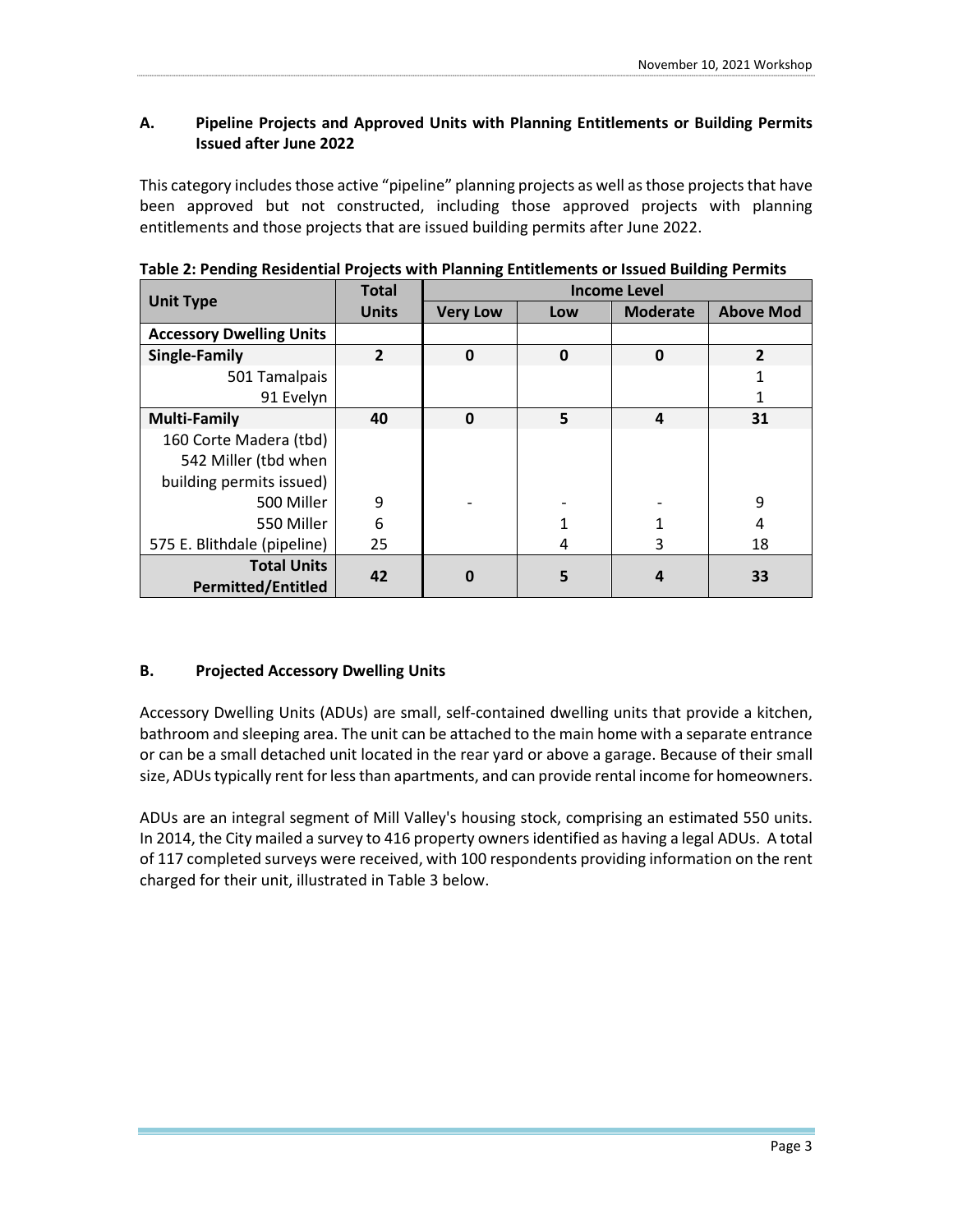### A. Pipeline Projects and Approved Units with Planning Entitlements or Building Permits Issued after June 2022

This category includes those active "pipeline" planning projects as well as those projects that have been approved but not constructed, including those approved projects with planning entitlements and those projects that are issued building permits after June 2022.

**Table 2: Pending Residential Projects with Planning Entitlements or Issued Building Permits**

| Unit Type | Total Units | Income Level | | | |
|---|---|---|---|---|---|
| | | Very Low | Low | Moderate | Above Mod |
| **Accessory Dwelling Units** | | | | | |
| **Single-Family** | **2** | **0** | **0** | **0** | **2** |
| 501 Tamalpais | | | | | 1 |
| 91 Evelyn | | | | | 1 |
| **Multi-Family** | **40** | **0** | **5** | **4** | **31** |
| 160 Corte Madera (tbd) | | | | | |
| 542 Miller (tbd when building permits issued) | | | | | |
| 500 Miller | 9 | - | - | - | 9 |
| 550 Miller | 6 | | 1 | 1 | 4 |
| 575 E. Blithdale (pipeline) | 25 | | 4 | 3 | 18 |
| **Total Units Permitted/Entitled** | **42** | **0** | **5** | **4** | **33** |

### B. Projected Accessory Dwelling Units

Accessory Dwelling Units (ADUs) are small, self-contained dwelling units that provide a kitchen, bathroom and sleeping area. The unit can be attached to the main home with a separate entrance or can be a small detached unit located in the rear yard or above a garage. Because of their small size, ADUs typically rent for less than apartments, and can provide rental income for homeowners.

ADUs are an integral segment of Mill Valley's housing stock, comprising an estimated 550 units. In 2014, the City mailed a survey to 416 property owners identified as having a legal ADUs. A total of 117 completed surveys were received, with 100 respondents providing information on the rent charged for their unit, illustrated in Table 3 below.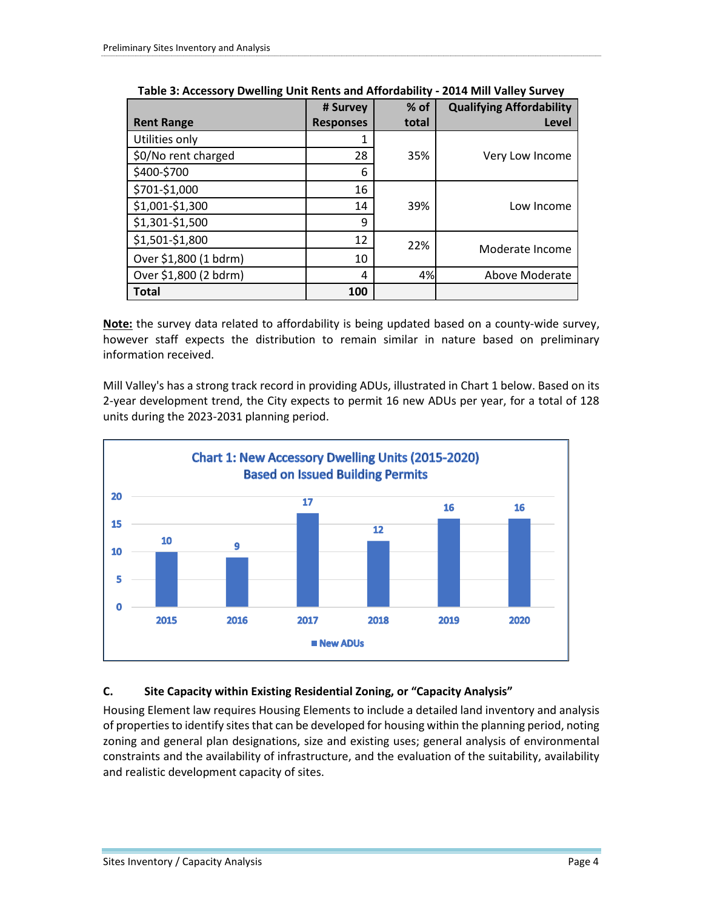**Table 3: Accessory Dwelling Unit Rents and Affordability - 2014 Mill Valley Survey**

| Rent Range | # Survey Responses | % of total | Qualifying Affordability Level |
|---|---|---|---|
| Utilities only | 1 | | |
| $0/No rent charged | 28 | 35% | Very Low Income |
| $400-$700 | 6 | | |
| $701-$1,000 | 16 | | |
| $1,001-$1,300 | 14 | 39% | Low Income |
| $1,301-$1,500 | 9 | | |
| $1,501-$1,800 | 12 | 22% | Moderate Income |
| Over $1,800 (1 bdrm) | 10 | | |
| Over $1,800 (2 bdrm) | 4 | 4% | Above Moderate |
| **Total** | **100** | | |

**Note:** the survey data related to affordability is being updated based on a county-wide survey, however staff expects the distribution to remain similar in nature based on preliminary information received.

Mill Valley's has a strong track record in providing ADUs, illustrated in Chart 1 below. Based on its 2-year development trend, the City expects to permit 16 new ADUs per year, for a total of 128 units during the 2023-2031 planning period.

**Chart 1: New Accessory Dwelling Units (2015-2020)**
**Based on Issued Building Permits**

| Year | New ADUs |
|---|---|
| 2015 | 10 |
| 2016 | 9 |
| 2017 | 17 |
| 2018 | 12 |
| 2019 | 16 |
| 2020 | 16 |

### C. Site Capacity within Existing Residential Zoning, or "Capacity Analysis"

Housing Element law requires Housing Elements to include a detailed land inventory and analysis of properties to identify sites that can be developed for housing within the planning period, noting zoning and general plan designations, size and existing uses; general analysis of environmental constraints and the availability of infrastructure, and the evaluation of the suitability, availability and realistic development capacity of sites.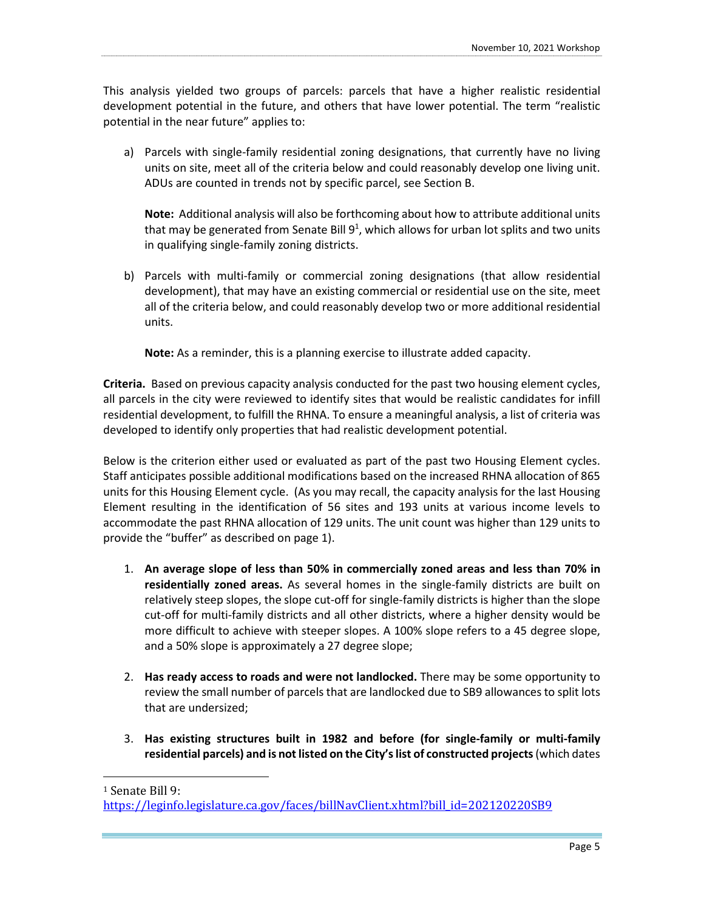This analysis yielded two groups of parcels: parcels that have a higher realistic residential development potential in the future, and others that have lower potential. The term "realistic potential in the near future" applies to:

a) Parcels with single-family residential zoning designations, that currently have no living units on site, meet all of the criteria below and could reasonably develop one living unit. ADUs are counted in trends not by specific parcel, see Section B.

   **Note:** Additional analysis will also be forthcoming about how to attribute additional units that may be generated from Senate Bill 9[1], which allows for urban lot splits and two units in qualifying single-family zoning districts.

b) Parcels with multi-family or commercial zoning designations (that allow residential development), that may have an existing commercial or residential use on the site, meet all of the criteria below, and could reasonably develop two or more additional residential units.

   **Note:** As a reminder, this is a planning exercise to illustrate added capacity.

**Criteria.** Based on previous capacity analysis conducted for the past two housing element cycles, all parcels in the city were reviewed to identify sites that would be realistic candidates for infill residential development, to fulfill the RHNA. To ensure a meaningful analysis, a list of criteria was developed to identify only properties that had realistic development potential.

Below is the criterion either used or evaluated as part of the past two Housing Element cycles. Staff anticipates possible additional modifications based on the increased RHNA allocation of 865 units for this Housing Element cycle. (As you may recall, the capacity analysis for the last Housing Element resulting in the identification of 56 sites and 193 units at various income levels to accommodate the past RHNA allocation of 129 units. The unit count was higher than 129 units to provide the "buffer" as described on page 1).

1. **An average slope of less than 50% in commercially zoned areas and less than 70% in residentially zoned areas.** As several homes in the single-family districts are built on relatively steep slopes, the slope cut-off for single-family districts is higher than the slope cut-off for multi-family districts and all other districts, where a higher density would be more difficult to achieve with steeper slopes. A 100% slope refers to a 45 degree slope, and a 50% slope is approximately a 27 degree slope;

2. **Has ready access to roads and were not landlocked.** There may be some opportunity to review the small number of parcels that are landlocked due to SB9 allowances to split lots that are undersized;

3. **Has existing structures built in 1982 and before (for single-family or multi-family residential parcels) and is not listed on the City's list of constructed projects** (which dates

---

[1] Senate Bill 9: https://leginfo.legislature.ca.gov/faces/billNavClient.xhtml?bill_id=202120220SB9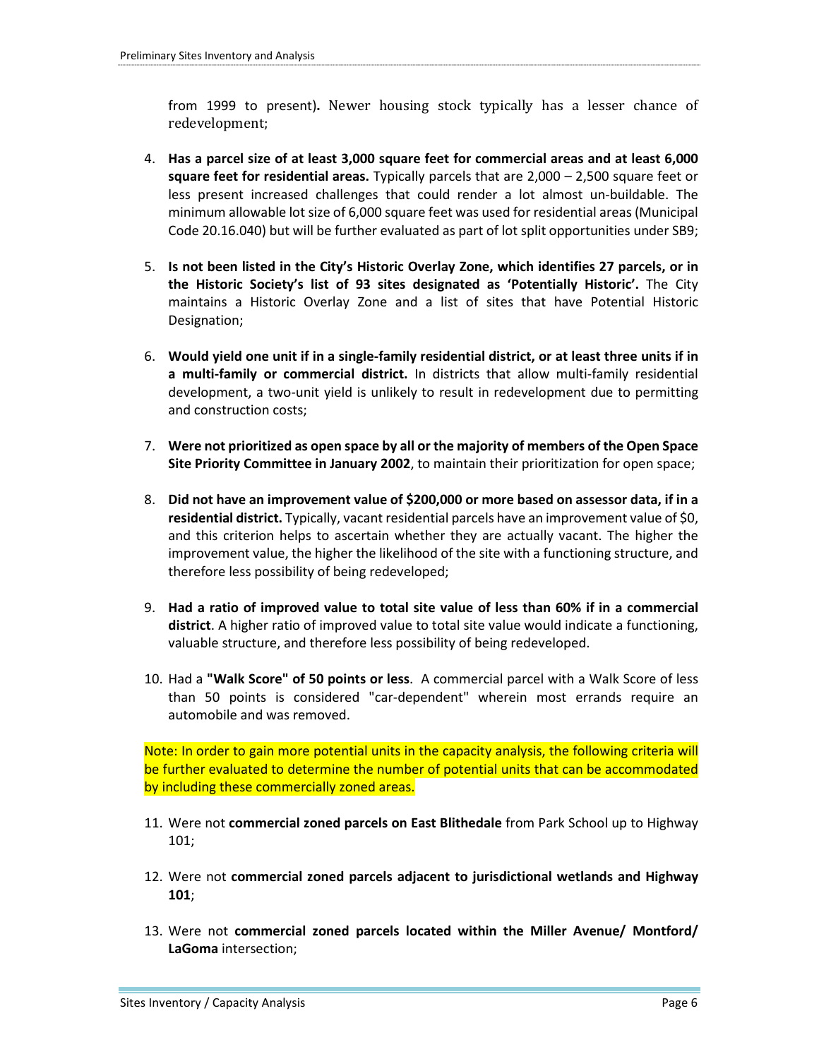from 1999 to present)**.** Newer housing stock typically has a lesser chance of redevelopment;

4. **Has a parcel size of at least 3,000 square feet for commercial areas and at least 6,000 square feet for residential areas.** Typically parcels that are 2,000 – 2,500 square feet or less present increased challenges that could render a lot almost un-buildable. The minimum allowable lot size of 6,000 square feet was used for residential areas (Municipal Code 20.16.040) but will be further evaluated as part of lot split opportunities under SB9;

5. **Is not been listed in the City's Historic Overlay Zone, which identifies 27 parcels, or in the Historic Society's list of 93 sites designated as 'Potentially Historic'.** The City maintains a Historic Overlay Zone and a list of sites that have Potential Historic Designation;

6. **Would yield one unit if in a single-family residential district, or at least three units if in a multi-family or commercial district.** In districts that allow multi-family residential development, a two-unit yield is unlikely to result in redevelopment due to permitting and construction costs;

7. **Were not prioritized as open space by all or the majority of members of the Open Space Site Priority Committee in January 2002**, to maintain their prioritization for open space;

8. **Did not have an improvement value of $200,000 or more based on assessor data, if in a residential district.** Typically, vacant residential parcels have an improvement value of $0, and this criterion helps to ascertain whether they are actually vacant. The higher the improvement value, the higher the likelihood of the site with a functioning structure, and therefore less possibility of being redeveloped;

9. **Had a ratio of improved value to total site value of less than 60% if in a commercial district**. A higher ratio of improved value to total site value would indicate a functioning, valuable structure, and therefore less possibility of being redeveloped.

10. Had a **"Walk Score" of 50 points or less**. A commercial parcel with a Walk Score of less than 50 points is considered "car-dependent" wherein most errands require an automobile and was removed.

Note: In order to gain more potential units in the capacity analysis, the following criteria will be further evaluated to determine the number of potential units that can be accommodated by including these commercially zoned areas.

11. Were not **commercial zoned parcels on East Blithedale** from Park School up to Highway 101;

12. Were not **commercial zoned parcels adjacent to jurisdictional wetlands and Highway 101**;

13. Were not **commercial zoned parcels located within the Miller Avenue/ Montford/ LaGoma** intersection;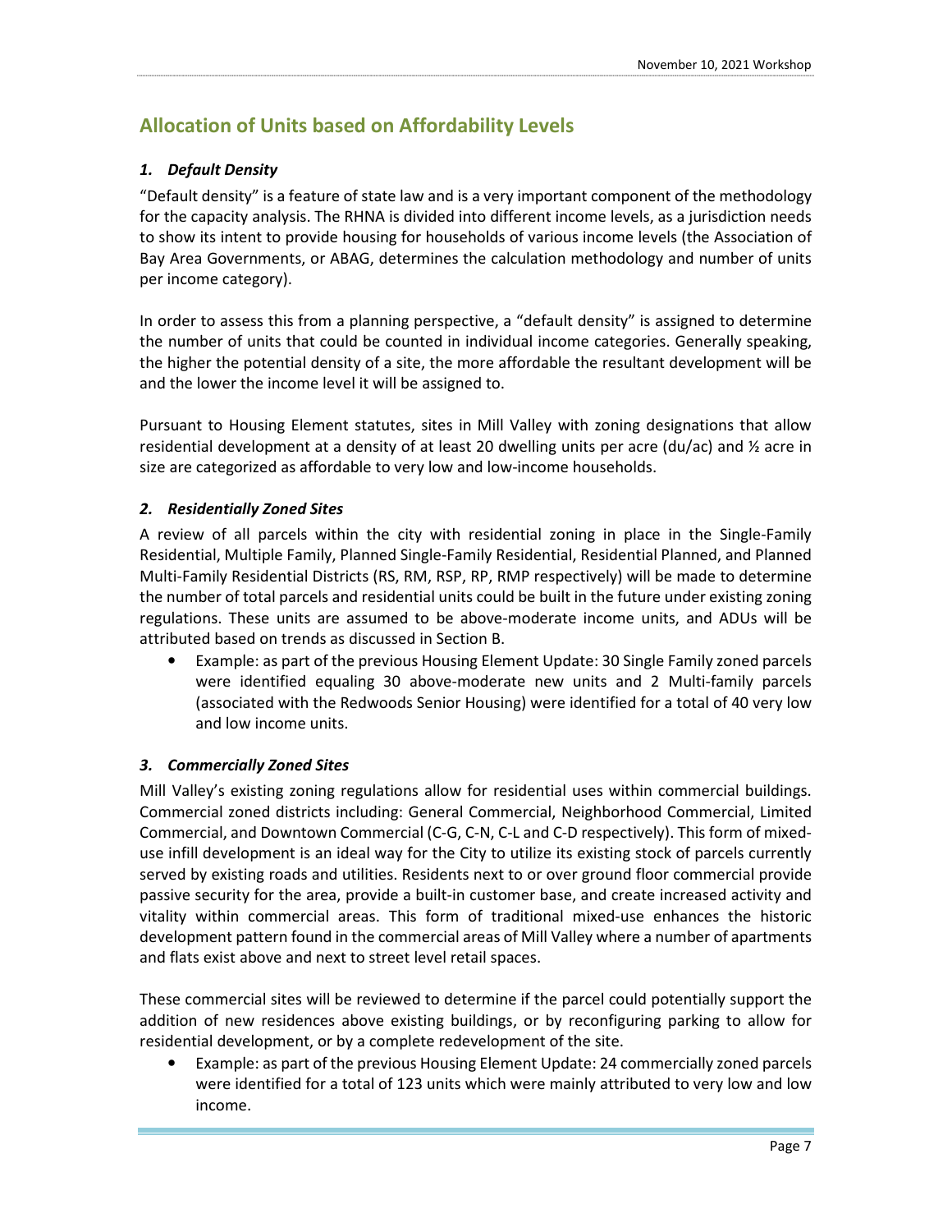## Allocation of Units based on Affordability Levels

### *1. Default Density*

"Default density" is a feature of state law and is a very important component of the methodology for the capacity analysis. The RHNA is divided into different income levels, as a jurisdiction needs to show its intent to provide housing for households of various income levels (the Association of Bay Area Governments, or ABAG, determines the calculation methodology and number of units per income category).

In order to assess this from a planning perspective, a "default density" is assigned to determine the number of units that could be counted in individual income categories. Generally speaking, the higher the potential density of a site, the more affordable the resultant development will be and the lower the income level it will be assigned to.

Pursuant to Housing Element statutes, sites in Mill Valley with zoning designations that allow residential development at a density of at least 20 dwelling units per acre (du/ac) and ½ acre in size are categorized as affordable to very low and low-income households.

### *2. Residentially Zoned Sites*

A review of all parcels within the city with residential zoning in place in the Single-Family Residential, Multiple Family, Planned Single-Family Residential, Residential Planned, and Planned Multi-Family Residential Districts (RS, RM, RSP, RP, RMP respectively) will be made to determine the number of total parcels and residential units could be built in the future under existing zoning regulations. These units are assumed to be above-moderate income units, and ADUs will be attributed based on trends as discussed in Section B.

- Example: as part of the previous Housing Element Update: 30 Single Family zoned parcels were identified equaling 30 above-moderate new units and 2 Multi-family parcels (associated with the Redwoods Senior Housing) were identified for a total of 40 very low and low income units.

### *3. Commercially Zoned Sites*

Mill Valley's existing zoning regulations allow for residential uses within commercial buildings. Commercial zoned districts including: General Commercial, Neighborhood Commercial, Limited Commercial, and Downtown Commercial (C-G, C-N, C-L and C-D respectively). This form of mixed-use infill development is an ideal way for the City to utilize its existing stock of parcels currently served by existing roads and utilities. Residents next to or over ground floor commercial provide passive security for the area, provide a built-in customer base, and create increased activity and vitality within commercial areas. This form of traditional mixed-use enhances the historic development pattern found in the commercial areas of Mill Valley where a number of apartments and flats exist above and next to street level retail spaces.

These commercial sites will be reviewed to determine if the parcel could potentially support the addition of new residences above existing buildings, or by reconfiguring parking to allow for residential development, or by a complete redevelopment of the site.

- Example: as part of the previous Housing Element Update: 24 commercially zoned parcels were identified for a total of 123 units which were mainly attributed to very low and low income.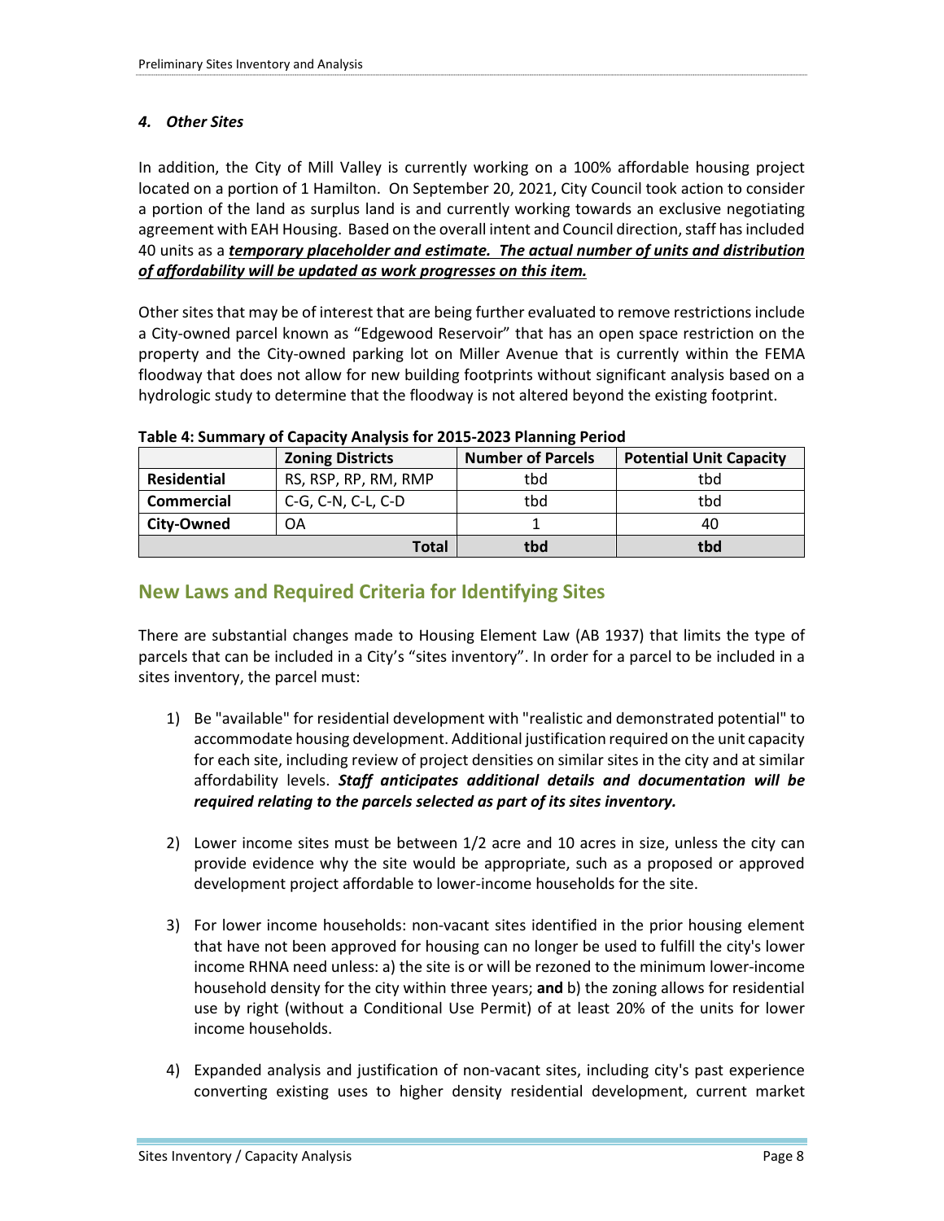### *4. Other Sites*

In addition, the City of Mill Valley is currently working on a 100% affordable housing project located on a portion of 1 Hamilton. On September 20, 2021, City Council took action to consider a portion of the land as surplus land is and currently working towards an exclusive negotiating agreement with EAH Housing. Based on the overall intent and Council direction, staff has included 40 units as a ***temporary placeholder and estimate. The actual number of units and distribution of affordability will be updated as work progresses on this item.***

Other sites that may be of interest that are being further evaluated to remove restrictions include a City-owned parcel known as "Edgewood Reservoir" that has an open space restriction on the property and the City-owned parking lot on Miller Avenue that is currently within the FEMA floodway that does not allow for new building footprints without significant analysis based on a hydrologic study to determine that the floodway is not altered beyond the existing footprint.

**Table 4: Summary of Capacity Analysis for 2015-2023 Planning Period**

| | Zoning Districts | Number of Parcels | Potential Unit Capacity |
|---|---|---|---|
| **Residential** | RS, RSP, RP, RM, RMP | tbd | tbd |
| **Commercial** | C-G, C-N, C-L, C-D | tbd | tbd |
| **City-Owned** | OA | 1 | 40 |
| | **Total** | **tbd** | **tbd** |

## New Laws and Required Criteria for Identifying Sites

There are substantial changes made to Housing Element Law (AB 1937) that limits the type of parcels that can be included in a City's "sites inventory". In order for a parcel to be included in a sites inventory, the parcel must:

1) Be "available" for residential development with "realistic and demonstrated potential" to accommodate housing development. Additional justification required on the unit capacity for each site, including review of project densities on similar sites in the city and at similar affordability levels. ***Staff anticipates additional details and documentation will be required relating to the parcels selected as part of its sites inventory.***

2) Lower income sites must be between 1/2 acre and 10 acres in size, unless the city can provide evidence why the site would be appropriate, such as a proposed or approved development project affordable to lower-income households for the site.

3) For lower income households: non-vacant sites identified in the prior housing element that have not been approved for housing can no longer be used to fulfill the city's lower income RHNA need unless: a) the site is or will be rezoned to the minimum lower-income household density for the city within three years; **and** b) the zoning allows for residential use by right (without a Conditional Use Permit) of at least 20% of the units for lower income households.

4) Expanded analysis and justification of non-vacant sites, including city's past experience converting existing uses to higher density residential development, current market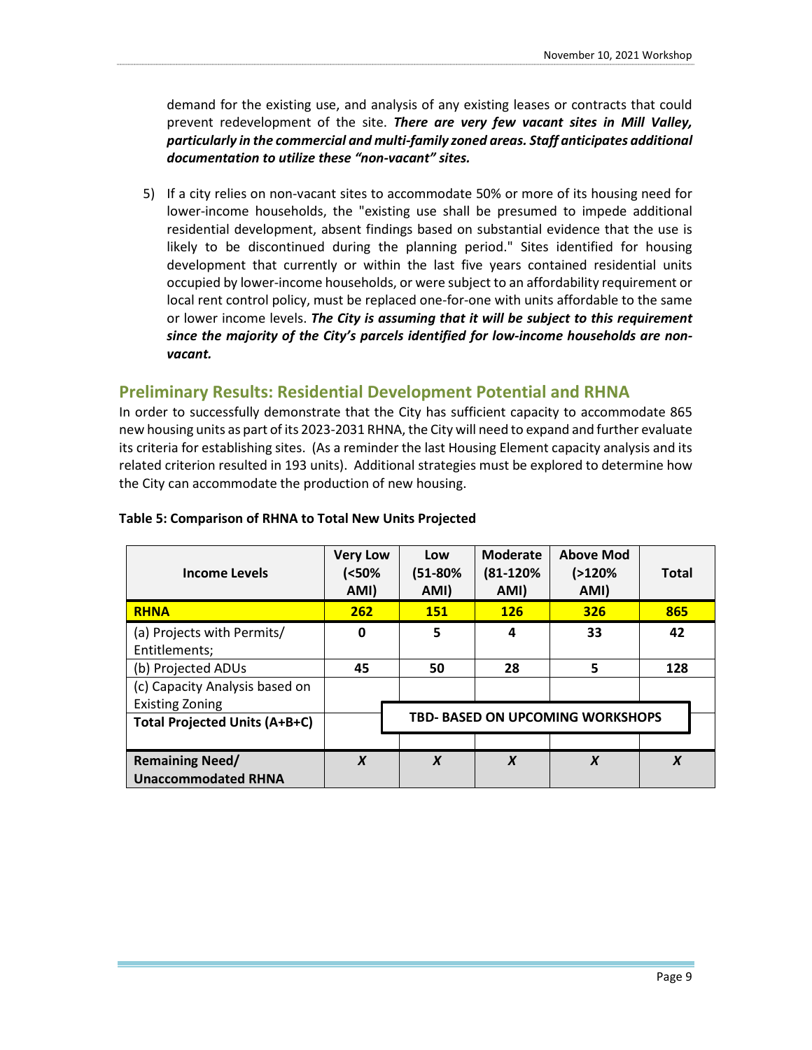demand for the existing use, and analysis of any existing leases or contracts that could prevent redevelopment of the site. ***There are very few vacant sites in Mill Valley, particularly in the commercial and multi-family zoned areas. Staff anticipates additional documentation to utilize these "non-vacant" sites.***

5) If a city relies on non-vacant sites to accommodate 50% or more of its housing need for lower-income households, the "existing use shall be presumed to impede additional residential development, absent findings based on substantial evidence that the use is likely to be discontinued during the planning period." Sites identified for housing development that currently or within the last five years contained residential units occupied by lower-income households, or were subject to an affordability requirement or local rent control policy, must be replaced one-for-one with units affordable to the same or lower income levels. ***The City is assuming that it will be subject to this requirement since the majority of the City's parcels identified for low-income households are non-vacant.***

## Preliminary Results: Residential Development Potential and RHNA

In order to successfully demonstrate that the City has sufficient capacity to accommodate 865 new housing units as part of its 2023-2031 RHNA, the City will need to expand and further evaluate its criteria for establishing sites. (As a reminder the last Housing Element capacity analysis and its related criterion resulted in 193 units). Additional strategies must be explored to determine how the City can accommodate the production of new housing.

**Table 5: Comparison of RHNA to Total New Units Projected**

| Income Levels | Very Low (<50% AMI) | Low (51-80% AMI) | Moderate (81-120% AMI) | Above Mod (>120% AMI) | Total |
|---|---|---|---|---|---|
| **RHNA** | **262** | **151** | **126** | **326** | **865** |
| (a) Projects with Permits/ Entitlements; | 0 | 5 | 4 | 33 | 42 |
| (b) Projected ADUs | 45 | 50 | 28 | 5 | 128 |
| (c) Capacity Analysis based on Existing Zoning | | **TBD- BASED ON UPCOMING WORKSHOPS** | | | |
| **Total Projected Units (A+B+C)** | | | | | |
| **Remaining Need/ Unaccommodated RHNA** | ***X*** | ***X*** | ***X*** | ***X*** | ***X*** |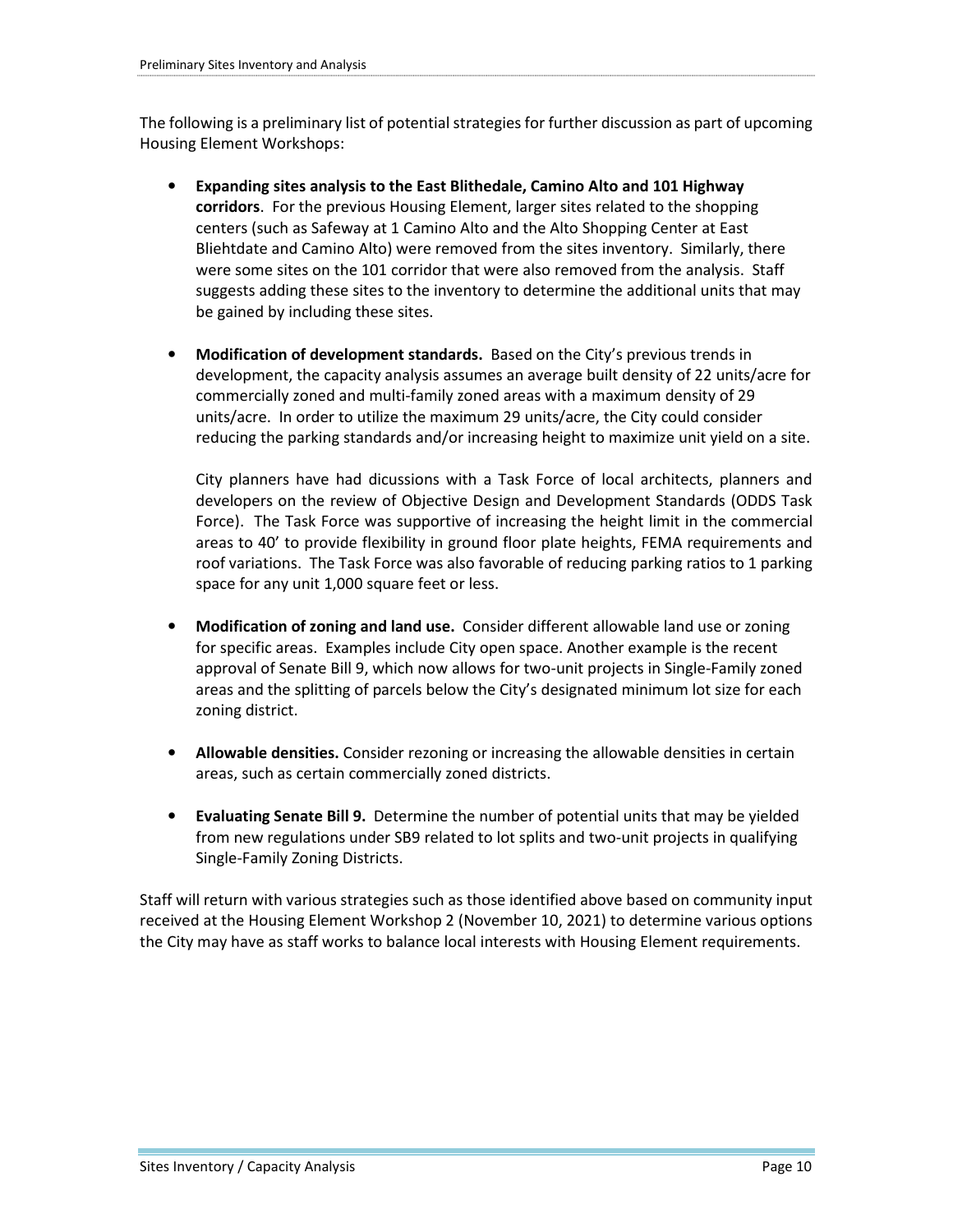The following is a preliminary list of potential strategies for further discussion as part of upcoming Housing Element Workshops:

- **Expanding sites analysis to the East Blithedale, Camino Alto and 101 Highway corridors**. For the previous Housing Element, larger sites related to the shopping centers (such as Safeway at 1 Camino Alto and the Alto Shopping Center at East Bliehtdate and Camino Alto) were removed from the sites inventory. Similarly, there were some sites on the 101 corridor that were also removed from the analysis. Staff suggests adding these sites to the inventory to determine the additional units that may be gained by including these sites.

- **Modification of development standards.** Based on the City's previous trends in development, the capacity analysis assumes an average built density of 22 units/acre for commercially zoned and multi-family zoned areas with a maximum density of 29 units/acre. In order to utilize the maximum 29 units/acre, the City could consider reducing the parking standards and/or increasing height to maximize unit yield on a site.

  City planners have had dicussions with a Task Force of local architects, planners and developers on the review of Objective Design and Development Standards (ODDS Task Force). The Task Force was supportive of increasing the height limit in the commercial areas to 40' to provide flexibility in ground floor plate heights, FEMA requirements and roof variations. The Task Force was also favorable of reducing parking ratios to 1 parking space for any unit 1,000 square feet or less.

- **Modification of zoning and land use.** Consider different allowable land use or zoning for specific areas. Examples include City open space. Another example is the recent approval of Senate Bill 9, which now allows for two-unit projects in Single-Family zoned areas and the splitting of parcels below the City's designated minimum lot size for each zoning district.

- **Allowable densities.** Consider rezoning or increasing the allowable densities in certain areas, such as certain commercially zoned districts.

- **Evaluating Senate Bill 9.** Determine the number of potential units that may be yielded from new regulations under SB9 related to lot splits and two-unit projects in qualifying Single-Family Zoning Districts.

Staff will return with various strategies such as those identified above based on community input received at the Housing Element Workshop 2 (November 10, 2021) to determine various options the City may have as staff works to balance local interests with Housing Element requirements.